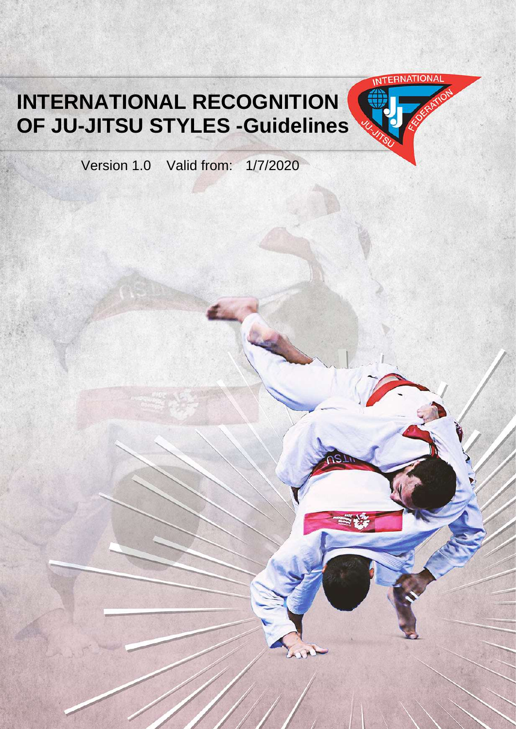# INTERNATIONAL RECOGNITION OF JU-JITSU STYLES -Guidelines

Version 1.0 Valid from: 1/7/2020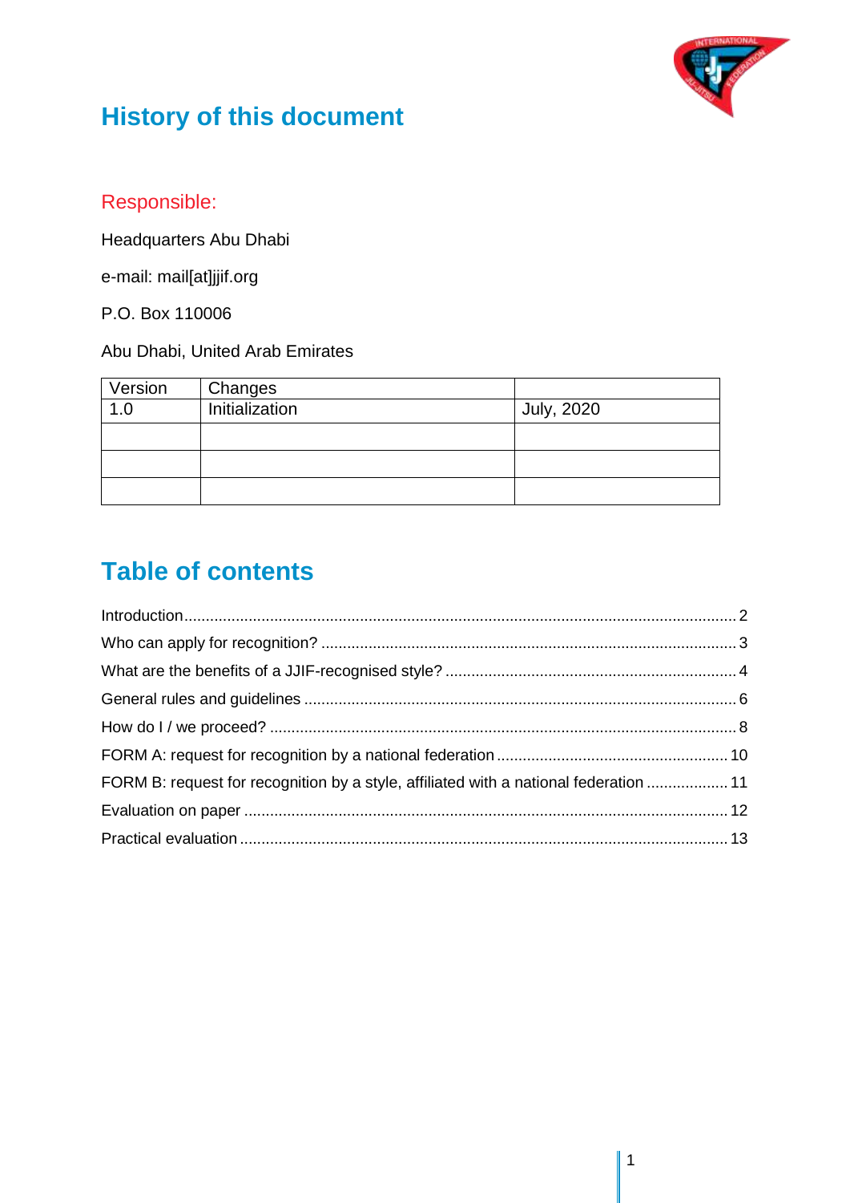# History of this document

## Responsible:

Headquarters Abu Dhabi

e-mail: mail[at]jjif.org

P.O. Box 110006

Abu Dhabi, United Arab Emirates

| Version | Changes | |
|---|---|---|
| 1.0 | Initialization | July, 2020 |
| | | |
| | | |
| | | |

# Table of contents

Introduction .......... 2

Who can apply for recognition? .......... 3

What are the benefits of a JJIF-recognised style? .......... 4

General rules and guidelines .......... 6

How do I / we proceed? .......... 8

FORM A: request for recognition by a national federation .......... 10

FORM B: request for recognition by a style, affiliated with a national federation .......... 11

Evaluation on paper .......... 12

Practical evaluation .......... 13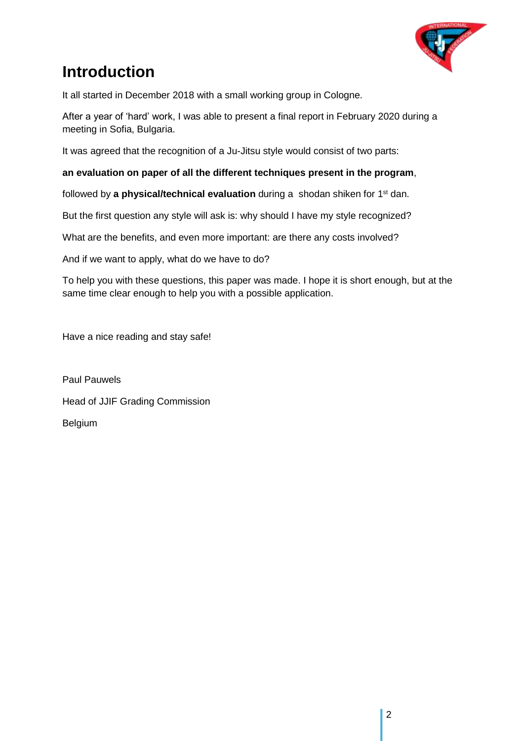# Introduction

It all started in December 2018 with a small working group in Cologne.

After a year of 'hard' work, I was able to present a final report in February 2020 during a meeting in Sofia, Bulgaria.

It was agreed that the recognition of a Ju-Jitsu style would consist of two parts:

**an evaluation on paper of all the different techniques present in the program**,

followed by **a physical/technical evaluation** during a shodan shiken for 1st dan.

But the first question any style will ask is: why should I have my style recognized?

What are the benefits, and even more important: are there any costs involved?

And if we want to apply, what do we have to do?

To help you with these questions, this paper was made. I hope it is short enough, but at the same time clear enough to help you with a possible application.

Have a nice reading and stay safe!

Paul Pauwels

Head of JJIF Grading Commission

Belgium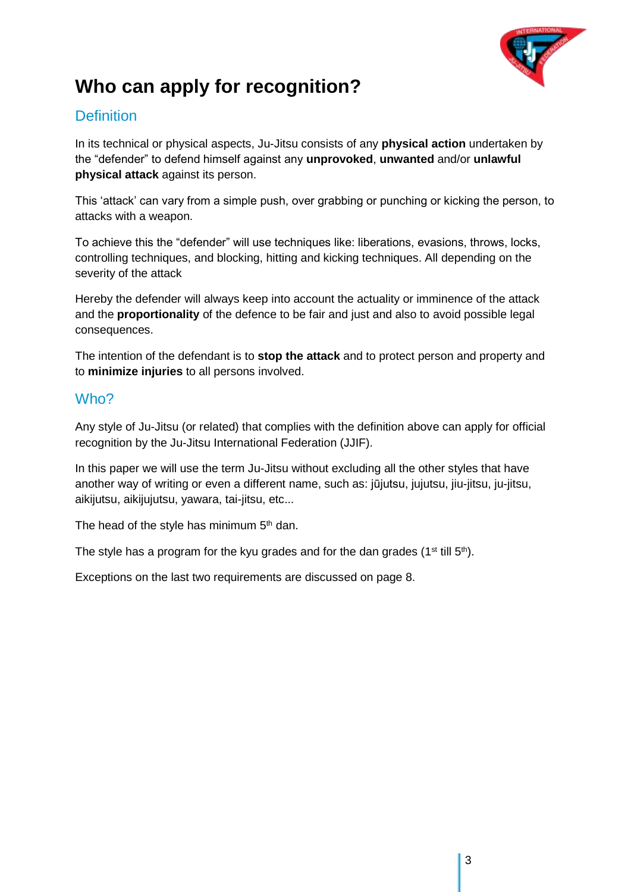# Who can apply for recognition?

## Definition

In its technical or physical aspects, Ju-Jitsu consists of any **physical action** undertaken by the "defender" to defend himself against any **unprovoked**, **unwanted** and/or **unlawful physical attack** against its person.

This 'attack' can vary from a simple push, over grabbing or punching or kicking the person, to attacks with a weapon.

To achieve this the "defender" will use techniques like: liberations, evasions, throws, locks, controlling techniques, and blocking, hitting and kicking techniques. All depending on the severity of the attack

Hereby the defender will always keep into account the actuality or imminence of the attack and the **proportionality** of the defence to be fair and just and also to avoid possible legal consequences.

The intention of the defendant is to **stop the attack** and to protect person and property and to **minimize injuries** to all persons involved.

## Who?

Any style of Ju-Jitsu (or related) that complies with the definition above can apply for official recognition by the Ju-Jitsu International Federation (JJIF).

In this paper we will use the term Ju-Jitsu without excluding all the other styles that have another way of writing or even a different name, such as: jūjutsu, jujutsu, jiu-jitsu, ju-jitsu, aikijutsu, aikijujutsu, yawara, tai-jitsu, etc...

The head of the style has minimum 5th dan.

The style has a program for the kyu grades and for the dan grades (1st till 5th).

Exceptions on the last two requirements are discussed on page 8.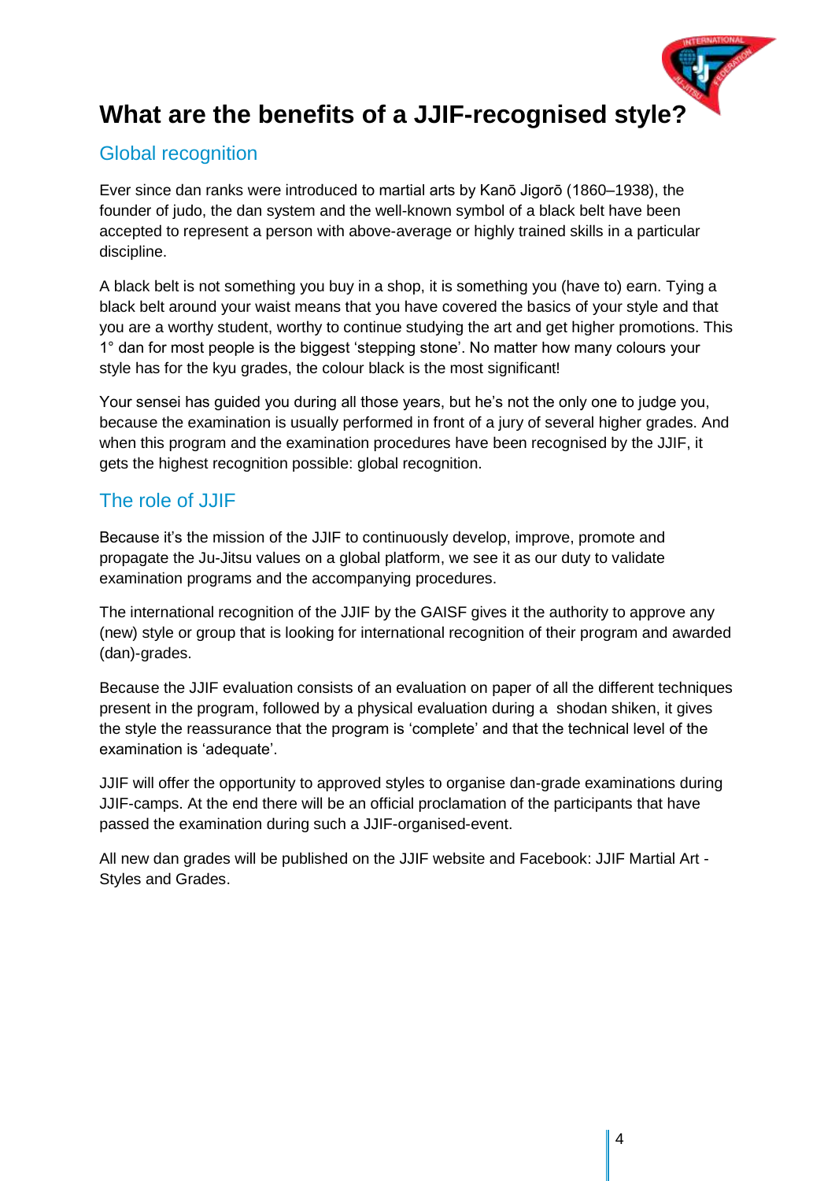# What are the benefits of a JJIF-recognised style?

## Global recognition

Ever since dan ranks were introduced to martial arts by Kanō Jigorō (1860–1938), the founder of judo, the dan system and the well-known symbol of a black belt have been accepted to represent a person with above-average or highly trained skills in a particular discipline.

A black belt is not something you buy in a shop, it is something you (have to) earn. Tying a black belt around your waist means that you have covered the basics of your style and that you are a worthy student, worthy to continue studying the art and get higher promotions. This 1° dan for most people is the biggest 'stepping stone'. No matter how many colours your style has for the kyu grades, the colour black is the most significant!

Your sensei has guided you during all those years, but he's not the only one to judge you, because the examination is usually performed in front of a jury of several higher grades. And when this program and the examination procedures have been recognised by the JJIF, it gets the highest recognition possible: global recognition.

## The role of JJIF

Because it's the mission of the JJIF to continuously develop, improve, promote and propagate the Ju-Jitsu values on a global platform, we see it as our duty to validate examination programs and the accompanying procedures.

The international recognition of the JJIF by the GAISF gives it the authority to approve any (new) style or group that is looking for international recognition of their program and awarded (dan)-grades.

Because the JJIF evaluation consists of an evaluation on paper of all the different techniques present in the program, followed by a physical evaluation during a shodan shiken, it gives the style the reassurance that the program is 'complete' and that the technical level of the examination is 'adequate'.

JJIF will offer the opportunity to approved styles to organise dan-grade examinations during JJIF-camps. At the end there will be an official proclamation of the participants that have passed the examination during such a JJIF-organised-event.

All new dan grades will be published on the JJIF website and Facebook: JJIF Martial Art - Styles and Grades.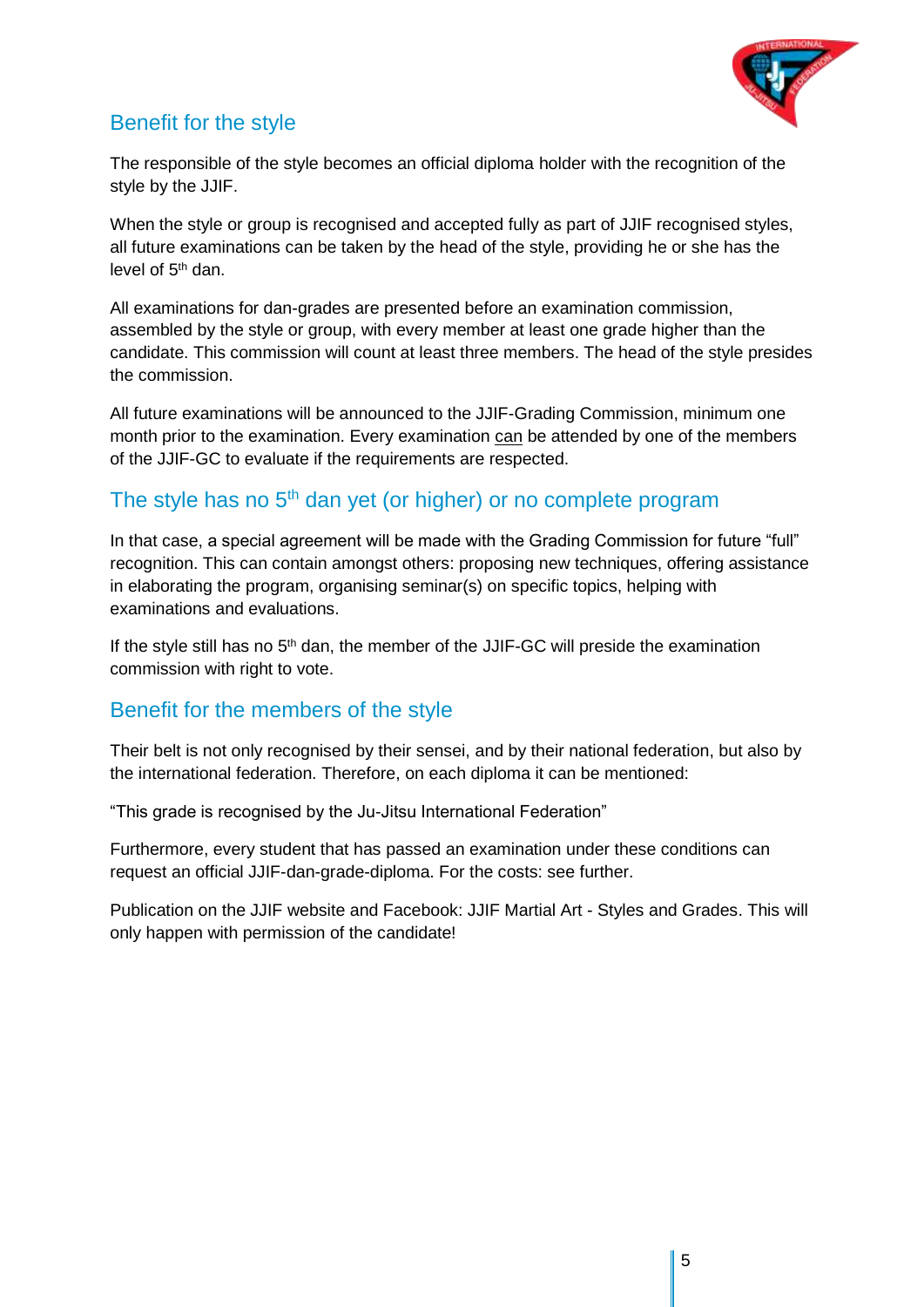## Benefit for the style

The responsible of the style becomes an official diploma holder with the recognition of the style by the JJIF.

When the style or group is recognised and accepted fully as part of JJIF recognised styles, all future examinations can be taken by the head of the style, providing he or she has the level of 5th dan.

All examinations for dan-grades are presented before an examination commission, assembled by the style or group, with every member at least one grade higher than the candidate. This commission will count at least three members. The head of the style presides the commission.

All future examinations will be announced to the JJIF-Grading Commission, minimum one month prior to the examination. Every examination can be attended by one of the members of the JJIF-GC to evaluate if the requirements are respected.

## The style has no 5th dan yet (or higher) or no complete program

In that case, a special agreement will be made with the Grading Commission for future "full" recognition. This can contain amongst others: proposing new techniques, offering assistance in elaborating the program, organising seminar(s) on specific topics, helping with examinations and evaluations.

If the style still has no 5th dan, the member of the JJIF-GC will preside the examination commission with right to vote.

## Benefit for the members of the style

Their belt is not only recognised by their sensei, and by their national federation, but also by the international federation. Therefore, on each diploma it can be mentioned:

"This grade is recognised by the Ju-Jitsu International Federation"

Furthermore, every student that has passed an examination under these conditions can request an official JJIF-dan-grade-diploma. For the costs: see further.

Publication on the JJIF website and Facebook: JJIF Martial Art - Styles and Grades. This will only happen with permission of the candidate!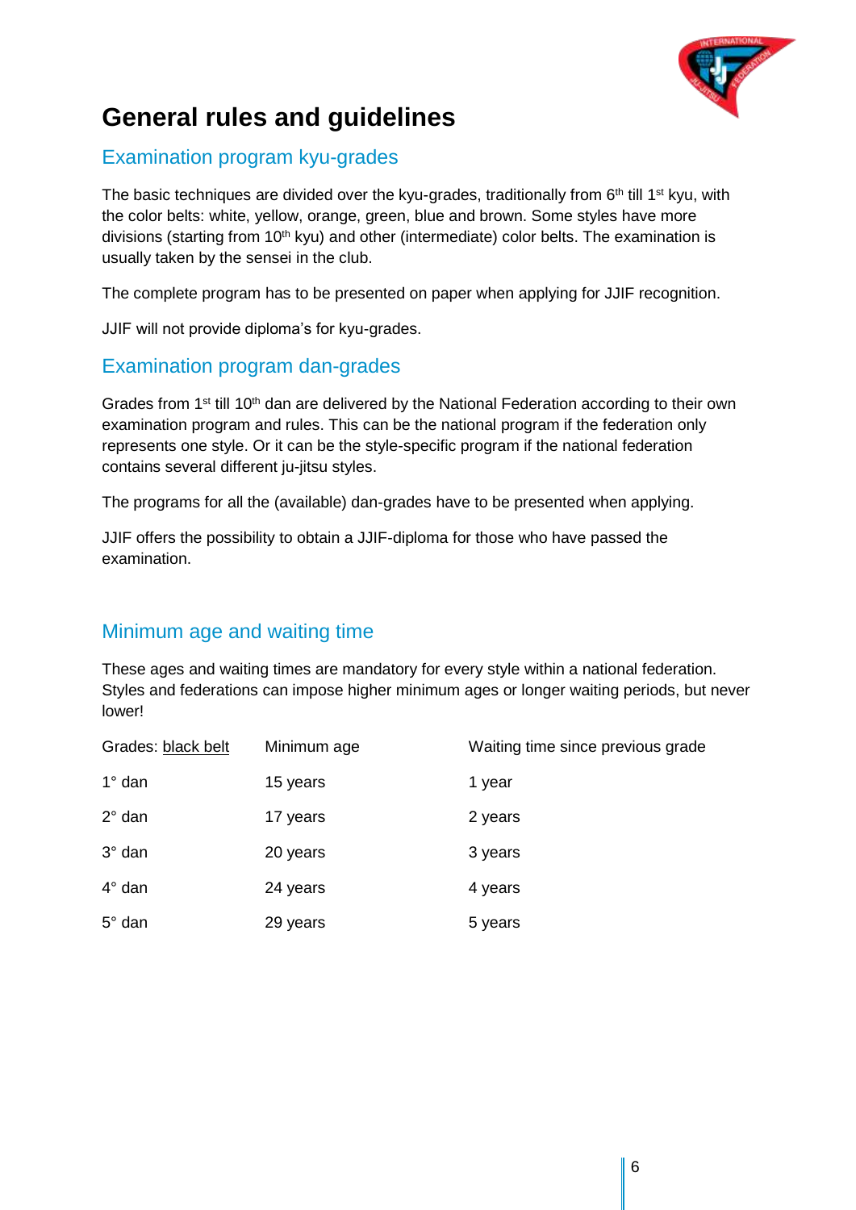# General rules and guidelines

## Examination program kyu-grades

The basic techniques are divided over the kyu-grades, traditionally from 6th till 1st kyu, with the color belts: white, yellow, orange, green, blue and brown. Some styles have more divisions (starting from 10th kyu) and other (intermediate) color belts. The examination is usually taken by the sensei in the club.

The complete program has to be presented on paper when applying for JJIF recognition.

JJIF will not provide diploma's for kyu-grades.

## Examination program dan-grades

Grades from 1st till 10th dan are delivered by the National Federation according to their own examination program and rules. This can be the national program if the federation only represents one style. Or it can be the style-specific program if the national federation contains several different ju-jitsu styles.

The programs for all the (available) dan-grades have to be presented when applying.

JJIF offers the possibility to obtain a JJIF-diploma for those who have passed the examination.

## Minimum age and waiting time

These ages and waiting times are mandatory for every style within a national federation. Styles and federations can impose higher minimum ages or longer waiting periods, but never lower!

| Grades: <u>black belt</u> | Minimum age | Waiting time since previous grade |
|---|---|---|
| 1° dan | 15 years | 1 year |
| 2° dan | 17 years | 2 years |
| 3° dan | 20 years | 3 years |
| 4° dan | 24 years | 4 years |
| 5° dan | 29 years | 5 years |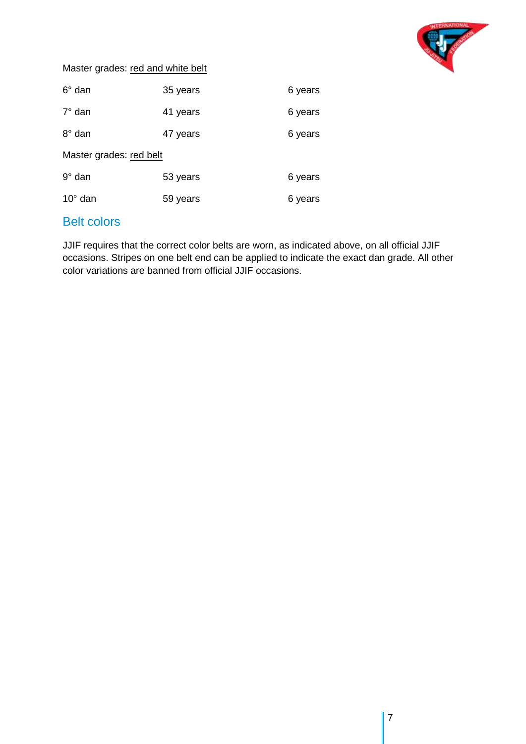Master grades: red and white belt

| | | |
|---|---|---|
| 6° dan | 35 years | 6 years |
| 7° dan | 41 years | 6 years |
| 8° dan | 47 years | 6 years |

Master grades: red belt

| | | |
|---|---|---|
| 9° dan | 53 years | 6 years |
| 10° dan | 59 years | 6 years |

## Belt colors

JJIF requires that the correct color belts are worn, as indicated above, on all official JJIF occasions. Stripes on one belt end can be applied to indicate the exact dan grade. All other color variations are banned from official JJIF occasions.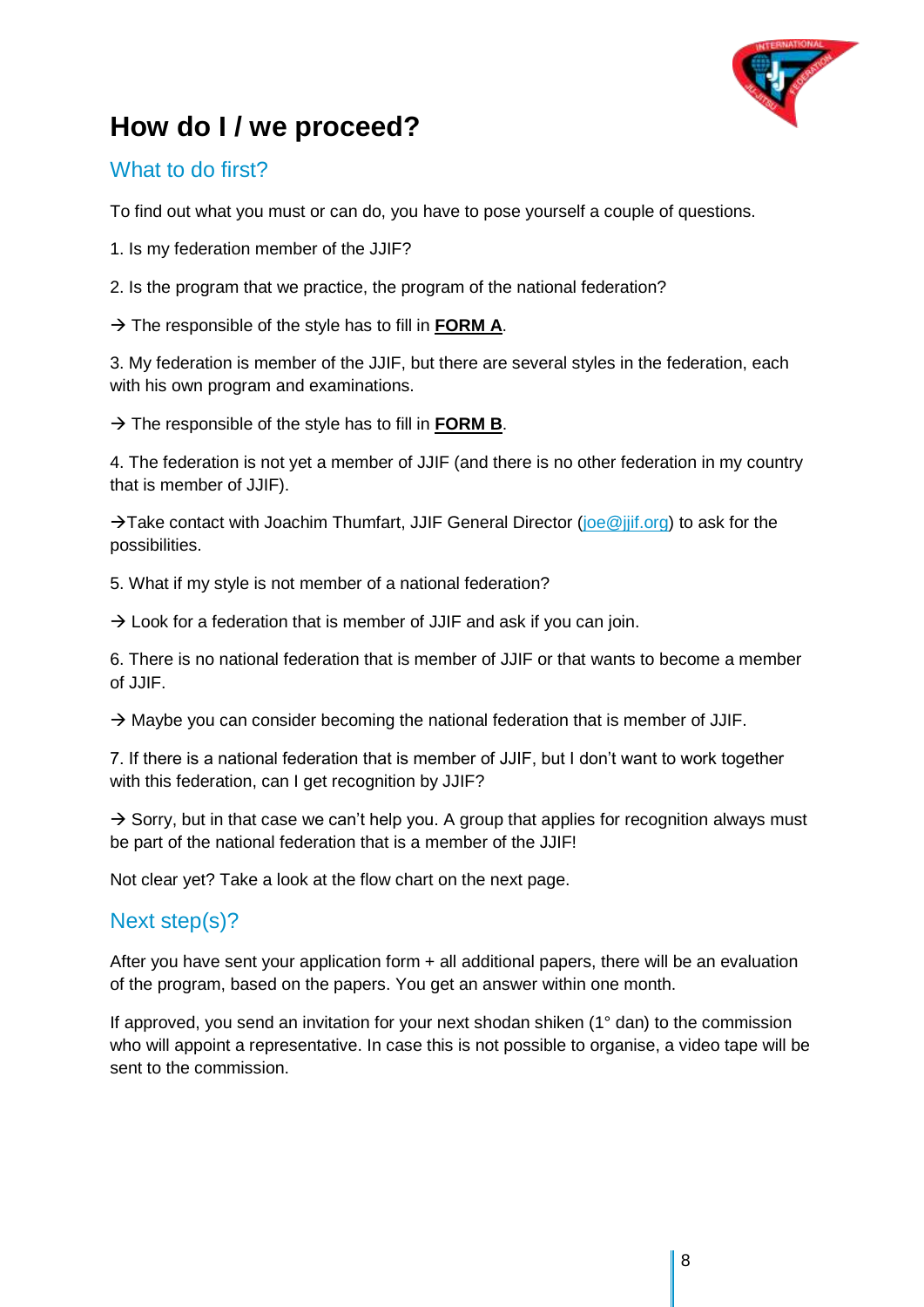# How do I / we proceed?

## What to do first?

To find out what you must or can do, you have to pose yourself a couple of questions.

1. Is my federation member of the JJIF?

2. Is the program that we practice, the program of the national federation?

→ The responsible of the style has to fill in **FORM A**.

3. My federation is member of the JJIF, but there are several styles in the federation, each with his own program and examinations.

→ The responsible of the style has to fill in **FORM B**.

4. The federation is not yet a member of JJIF (and there is no other federation in my country that is member of JJIF).

→Take contact with Joachim Thumfart, JJIF General Director (joe@jjif.org) to ask for the possibilities.

5. What if my style is not member of a national federation?

→ Look for a federation that is member of JJIF and ask if you can join.

6. There is no national federation that is member of JJIF or that wants to become a member of JJIF.

→ Maybe you can consider becoming the national federation that is member of JJIF.

7. If there is a national federation that is member of JJIF, but I don't want to work together with this federation, can I get recognition by JJIF?

→ Sorry, but in that case we can't help you. A group that applies for recognition always must be part of the national federation that is a member of the JJIF!

Not clear yet? Take a look at the flow chart on the next page.

## Next step(s)?

After you have sent your application form + all additional papers, there will be an evaluation of the program, based on the papers. You get an answer within one month.

If approved, you send an invitation for your next shodan shiken (1° dan) to the commission who will appoint a representative. In case this is not possible to organise, a video tape will be sent to the commission.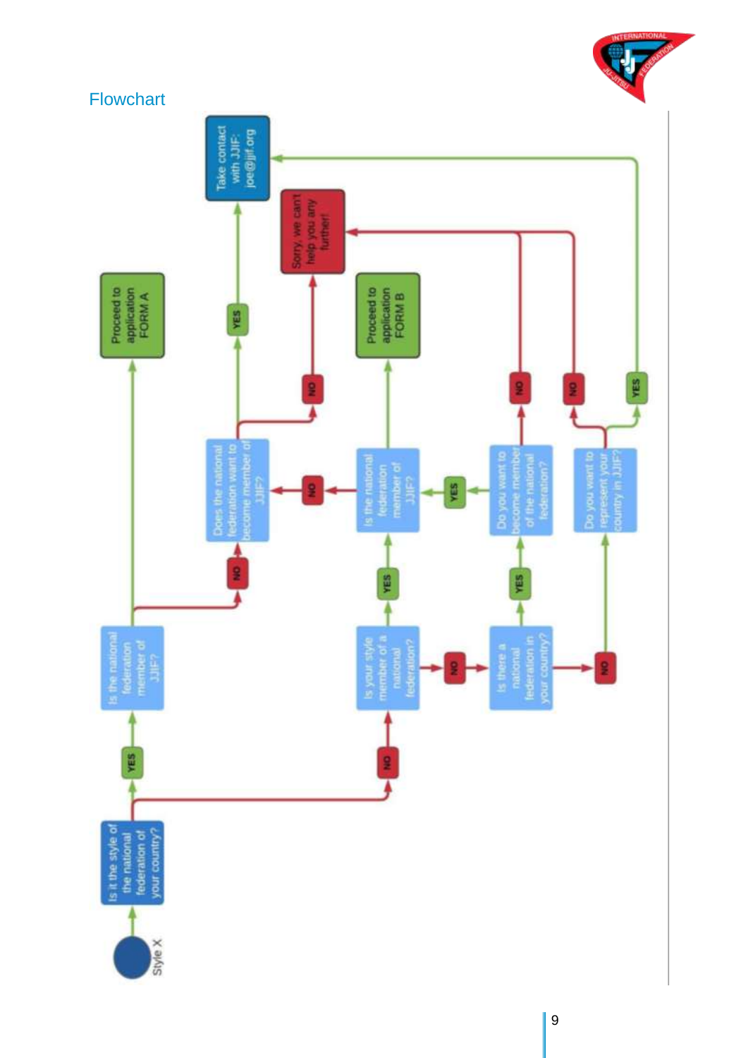## Flowchart

Style X

Is it the style of the national federation of your country?

YES

Is the national federation member of JJIF?

Proceed to application FORM A

NO

Does the national federation want to become member of JJIF?

YES

Take contact with JJIF: joe@jjif.org

NO

Sorry, we can't help you any further!

NO

Is your style member of a national federation?

YES

Is the national federation member of JJIF?

Proceed to application FORM B

NO

Is there a national federation in your country?

YES

Do you want to become member of the national federation?

YES

NO

NO

Do you want to represent your country in JJIF?

YES

NO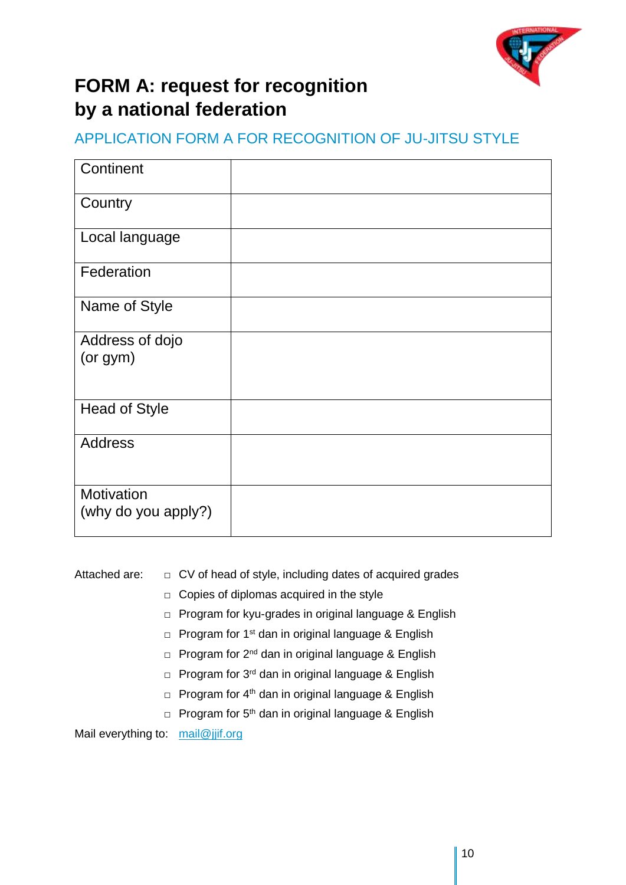# FORM A: request for recognition by a national federation

## APPLICATION FORM A FOR RECOGNITION OF JU-JITSU STYLE

| | |
|---|---|
| Continent | |
| Country | |
| Local language | |
| Federation | |
| Name of Style | |
| Address of dojo (or gym) | |
| Head of Style | |
| Address | |
| Motivation (why do you apply?) | |

Attached are:

- □ CV of head of style, including dates of acquired grades
- □ Copies of diplomas acquired in the style
- □ Program for kyu-grades in original language & English
- □ Program for 1st dan in original language & English
- □ Program for 2nd dan in original language & English
- □ Program for 3rd dan in original language & English
- □ Program for 4th dan in original language & English
- □ Program for 5th dan in original language & English

Mail everything to: mail@jjif.org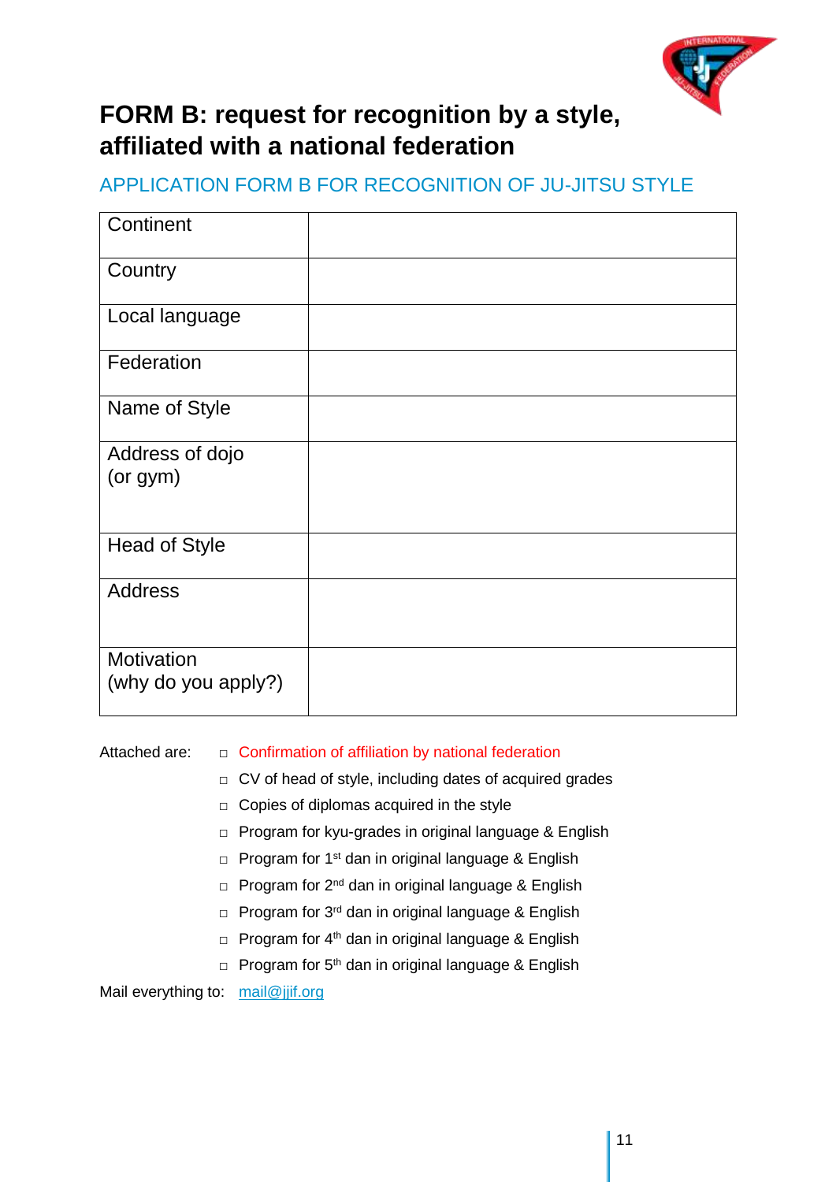# FORM B: request for recognition by a style, affiliated with a national federation

## APPLICATION FORM B FOR RECOGNITION OF JU-JITSU STYLE

| | |
|---|---|
| Continent | |
| Country | |
| Local language | |
| Federation | |
| Name of Style | |
| Address of dojo (or gym) | |
| Head of Style | |
| Address | |
| Motivation (why do you apply?) | |

Attached are:

- □ Confirmation of affiliation by national federation
- □ CV of head of style, including dates of acquired grades
- □ Copies of diplomas acquired in the style
- □ Program for kyu-grades in original language & English
- □ Program for 1st dan in original language & English
- □ Program for 2nd dan in original language & English
- □ Program for 3rd dan in original language & English
- □ Program for 4th dan in original language & English
- □ Program for 5th dan in original language & English

Mail everything to: mail@jjif.org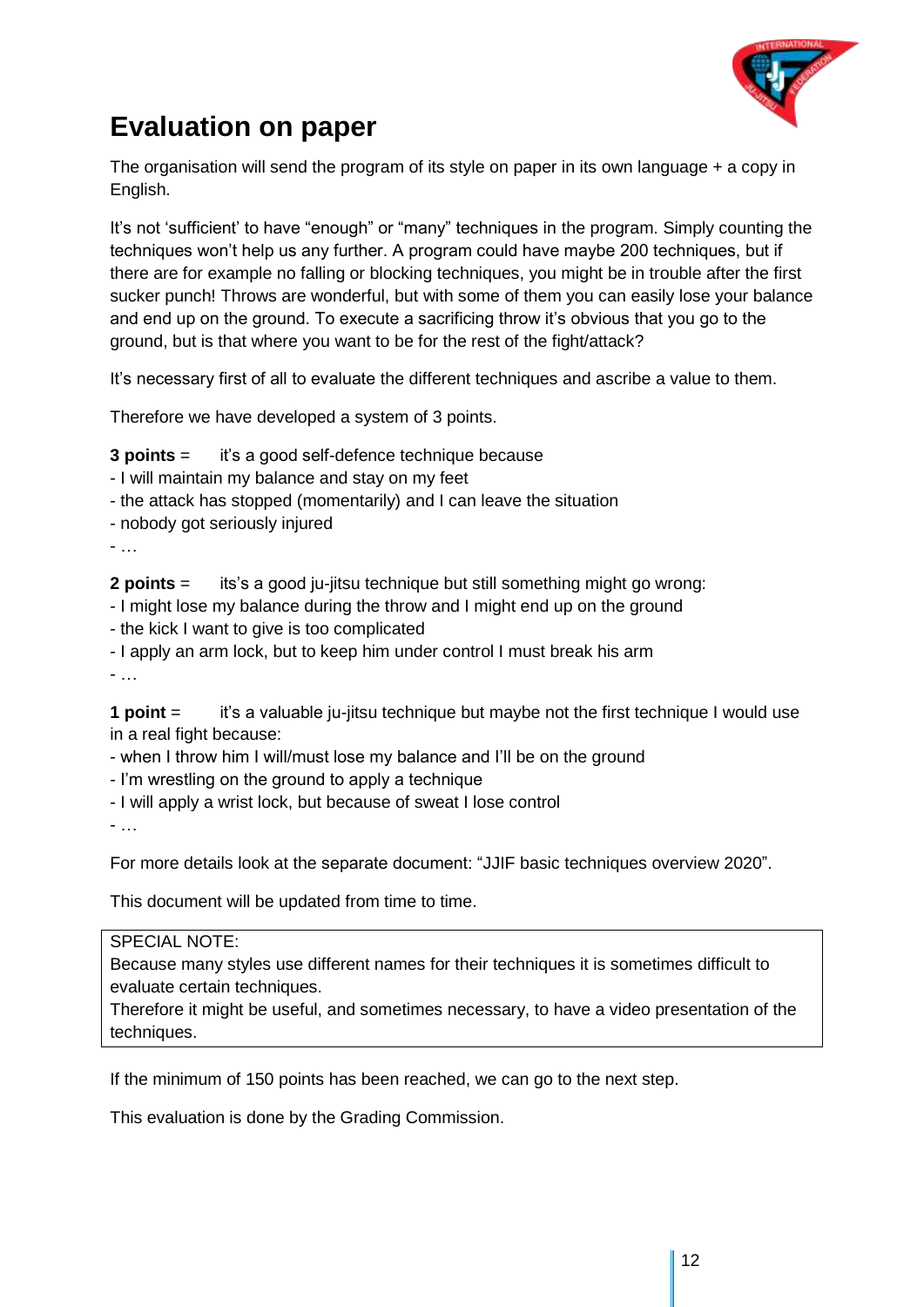# Evaluation on paper

The organisation will send the program of its style on paper in its own language + a copy in English.

It's not 'sufficient' to have "enough" or "many" techniques in the program. Simply counting the techniques won't help us any further. A program could have maybe 200 techniques, but if there are for example no falling or blocking techniques, you might be in trouble after the first sucker punch! Throws are wonderful, but with some of them you can easily lose your balance and end up on the ground. To execute a sacrificing throw it's obvious that you go to the ground, but is that where you want to be for the rest of the fight/attack?

It's necessary first of all to evaluate the different techniques and ascribe a value to them.

Therefore we have developed a system of 3 points.

**3 points** = it's a good self-defence technique because
- I will maintain my balance and stay on my feet
- the attack has stopped (momentarily) and I can leave the situation
- nobody got seriously injured
- …

**2 points** = its's a good ju-jitsu technique but still something might go wrong:
- I might lose my balance during the throw and I might end up on the ground
- the kick I want to give is too complicated
- I apply an arm lock, but to keep him under control I must break his arm
- …

**1 point** = it's a valuable ju-jitsu technique but maybe not the first technique I would use in a real fight because:
- when I throw him I will/must lose my balance and I'll be on the ground
- I'm wrestling on the ground to apply a technique
- I will apply a wrist lock, but because of sweat I lose control
- …

For more details look at the separate document: "JJIF basic techniques overview 2020".

This document will be updated from time to time.

> SPECIAL NOTE:
> Because many styles use different names for their techniques it is sometimes difficult to evaluate certain techniques.
> Therefore it might be useful, and sometimes necessary, to have a video presentation of the techniques.

If the minimum of 150 points has been reached, we can go to the next step.

This evaluation is done by the Grading Commission.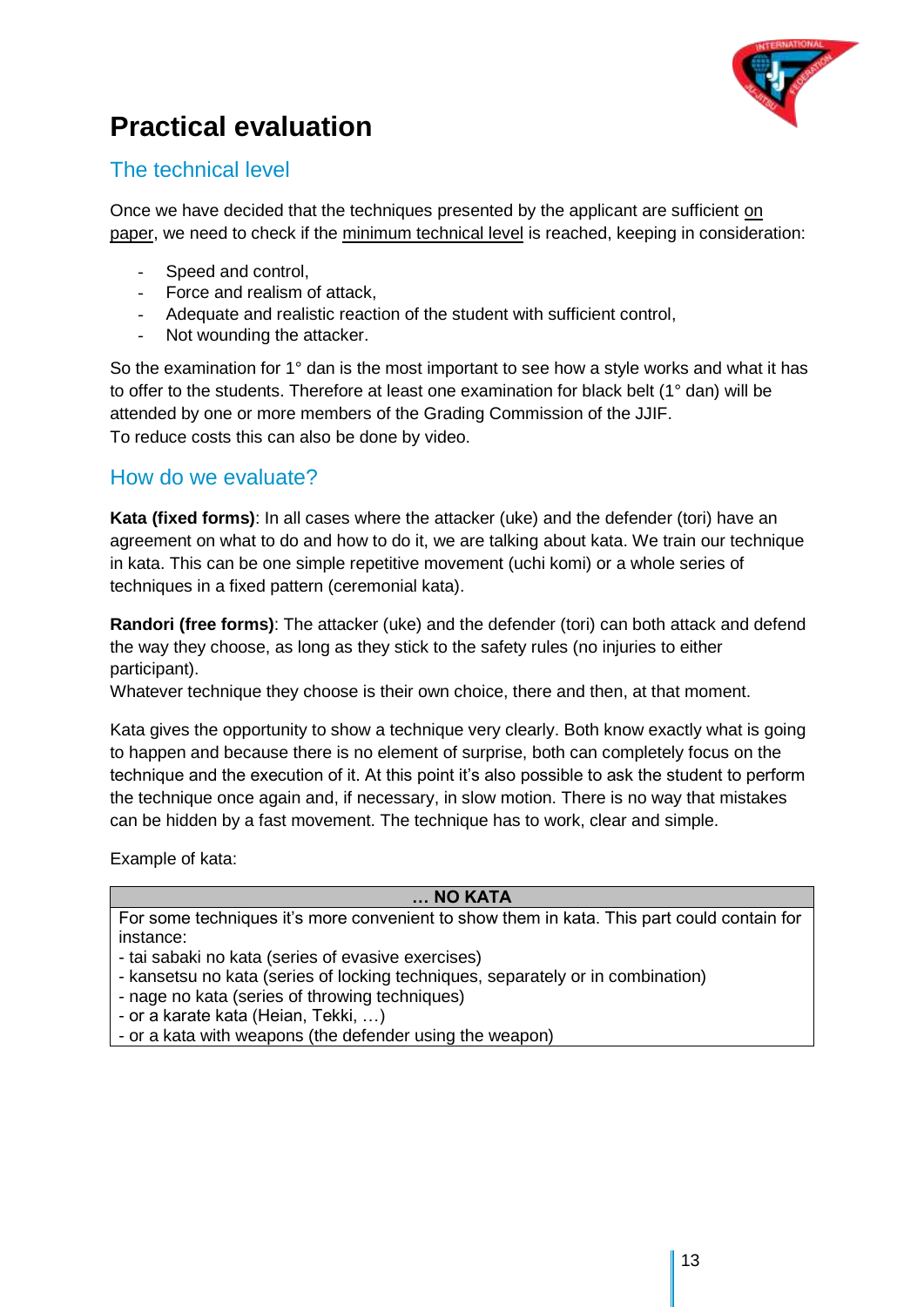# Practical evaluation

## The technical level

Once we have decided that the techniques presented by the applicant are sufficient on paper, we need to check if the minimum technical level is reached, keeping in consideration:

- Speed and control,
- Force and realism of attack,
- Adequate and realistic reaction of the student with sufficient control,
- Not wounding the attacker.

So the examination for 1° dan is the most important to see how a style works and what it has to offer to the students. Therefore at least one examination for black belt (1° dan) will be attended by one or more members of the Grading Commission of the JJIF.
To reduce costs this can also be done by video.

## How do we evaluate?

**Kata (fixed forms)**: In all cases where the attacker (uke) and the defender (tori) have an agreement on what to do and how to do it, we are talking about kata. We train our technique in kata. This can be one simple repetitive movement (uchi komi) or a whole series of techniques in a fixed pattern (ceremonial kata).

**Randori (free forms)**: The attacker (uke) and the defender (tori) can both attack and defend the way they choose, as long as they stick to the safety rules (no injuries to either participant).
Whatever technique they choose is their own choice, there and then, at that moment.

Kata gives the opportunity to show a technique very clearly. Both know exactly what is going to happen and because there is no element of surprise, both can completely focus on the technique and the execution of it. At this point it's also possible to ask the student to perform the technique once again and, if necessary, in slow motion. There is no way that mistakes can be hidden by a fast movement. The technique has to work, clear and simple.

Example of kata:

| **… NO KATA** |
|---|
| For some techniques it's more convenient to show them in kata. This part could contain for instance:<br>- tai sabaki no kata (series of evasive exercises)<br>- kansetsu no kata (series of locking techniques, separately or in combination)<br>- nage no kata (series of throwing techniques)<br>- or a karate kata (Heian, Tekki, …)<br>- or a kata with weapons (the defender using the weapon) |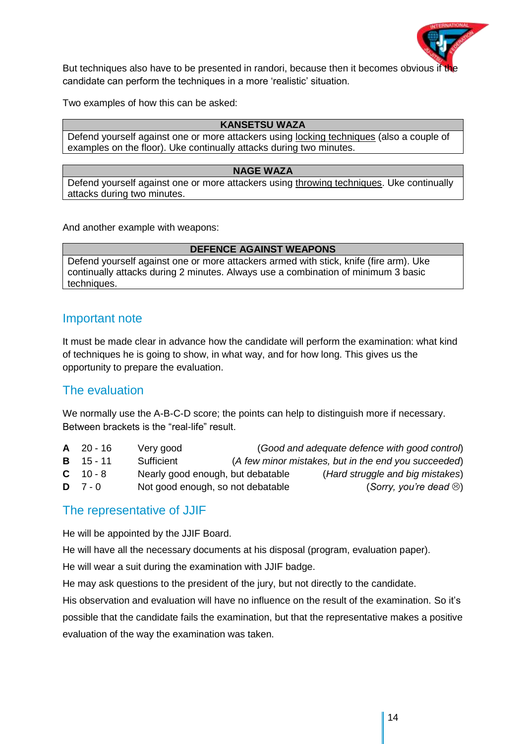But techniques also have to be presented in randori, because then it becomes obvious if the candidate can perform the techniques in a more 'realistic' situation.

Two examples of how this can be asked:

| KANSETSU WAZA |
|---|
| Defend yourself against one or more attackers using locking techniques (also a couple of examples on the floor). Uke continually attacks during two minutes. |

| NAGE WAZA |
|---|
| Defend yourself against one or more attackers using throwing techniques. Uke continually attacks during two minutes. |

And another example with weapons:

| DEFENCE AGAINST WEAPONS |
|---|
| Defend yourself against one or more attackers armed with stick, knife (fire arm). Uke continually attacks during 2 minutes. Always use a combination of minimum 3 basic techniques. |

## Important note

It must be made clear in advance how the candidate will perform the examination: what kind of techniques he is going to show, in what way, and for how long. This gives us the opportunity to prepare the evaluation.

## The evaluation

We normally use the A-B-C-D score; the points can help to distinguish more if necessary. Between brackets is the "real-life" result.

| | | | |
|---|---|---|---|
| **A** | 20 - 16 | Very good | (*Good and adequate defence with good control*) |
| **B** | 15 - 11 | Sufficient | (*A few minor mistakes, but in the end you succeeded*) |
| **C** | 10 - 8 | Nearly good enough, but debatable | (*Hard struggle and big mistakes*) |
| **D** | 7 - 0 | Not good enough, so not debatable | (*Sorry, you're dead* ☹) |

## The representative of JJIF

He will be appointed by the JJIF Board.

He will have all the necessary documents at his disposal (program, evaluation paper).

He will wear a suit during the examination with JJIF badge.

He may ask questions to the president of the jury, but not directly to the candidate.

His observation and evaluation will have no influence on the result of the examination. So it's possible that the candidate fails the examination, but that the representative makes a positive evaluation of the way the examination was taken.